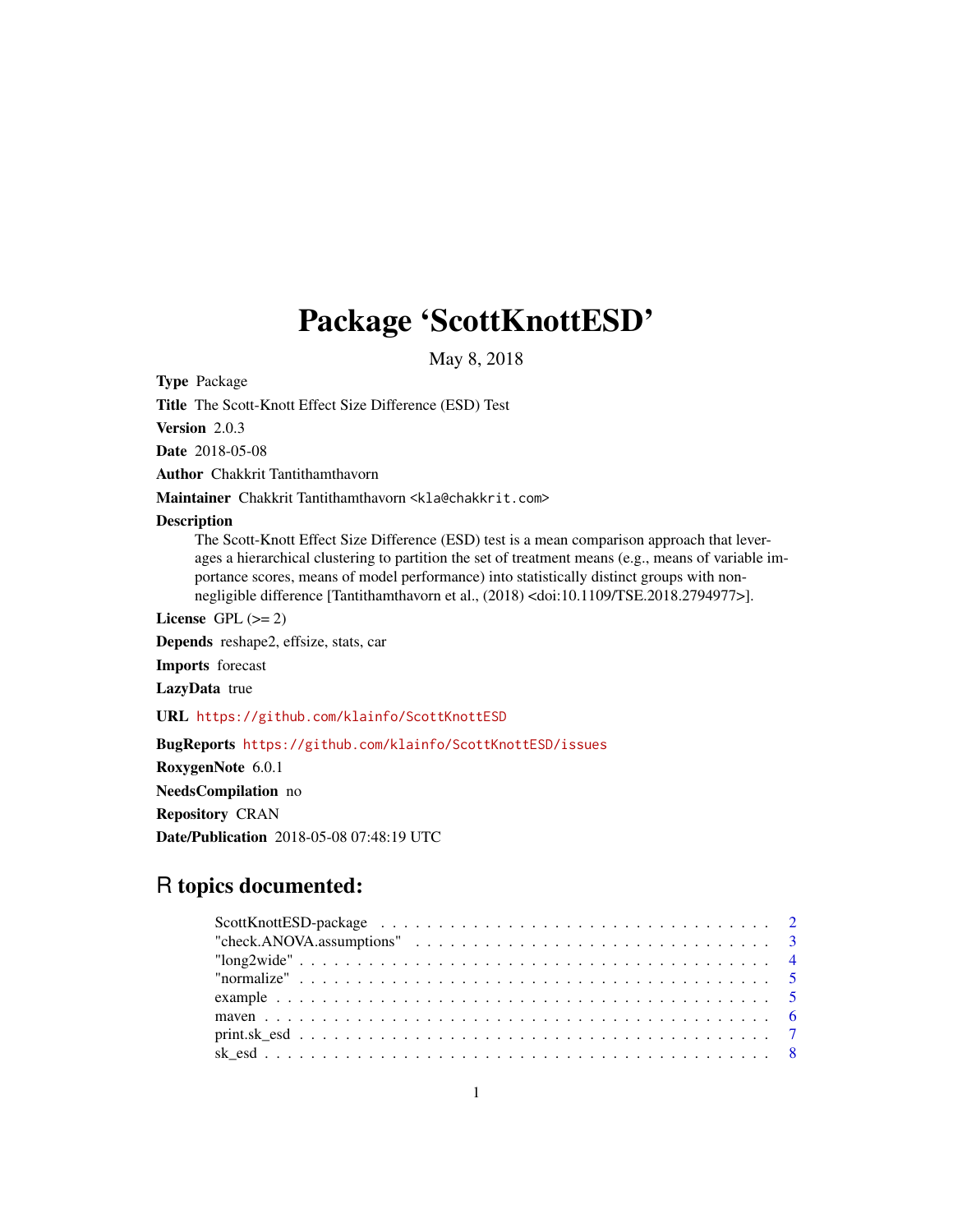# Package 'ScottKnottESD'

May 8, 2018

**Type** Package

**Title** The Scott-Knott Effect Size Difference (ESD) Test

**Version** 2.0.3

**Date** 2018-05-08

**Author** Chakkrit Tantithamthavorn

**Maintainer** Chakkrit Tantithamthavorn <kla@chakkrit.com>

**Description**
The Scott-Knott Effect Size Difference (ESD) test is a mean comparison approach that leverages a hierarchical clustering to partition the set of treatment means (e.g., means of variable importance scores, means of model performance) into statistically distinct groups with non-negligible difference [Tantithamthavorn et al., (2018) <doi:10.1109/TSE.2018.2794977>].

**License** GPL (>= 2)

**Depends** reshape2, effsize, stats, car

**Imports** forecast

**LazyData** true

**URL** https://github.com/klainfo/ScottKnottESD

**BugReports** https://github.com/klainfo/ScottKnottESD/issues

**RoxygenNote** 6.0.1

**NeedsCompilation** no

**Repository** CRAN

**Date/Publication** 2018-05-08 07:48:19 UTC

## R topics documented:

- ScottKnottESD-package . . . . . . . . . . . . . . . . . . . . . . . . . . . . . . . . . . 2
- "check.ANOVA.assumptions" . . . . . . . . . . . . . . . . . . . . . . . . . . . . . . . 3
- "long2wide" . . . . . . . . . . . . . . . . . . . . . . . . . . . . . . . . . . . . . . . . . 4
- "normalize" . . . . . . . . . . . . . . . . . . . . . . . . . . . . . . . . . . . . . . . . . 5
- example . . . . . . . . . . . . . . . . . . . . . . . . . . . . . . . . . . . . . . . . . . . 5
- maven . . . . . . . . . . . . . . . . . . . . . . . . . . . . . . . . . . . . . . . . . . . . 6
- print.sk_esd . . . . . . . . . . . . . . . . . . . . . . . . . . . . . . . . . . . . . . . . . 7
- sk_esd . . . . . . . . . . . . . . . . . . . . . . . . . . . . . . . . . . . . . . . . . . . . 8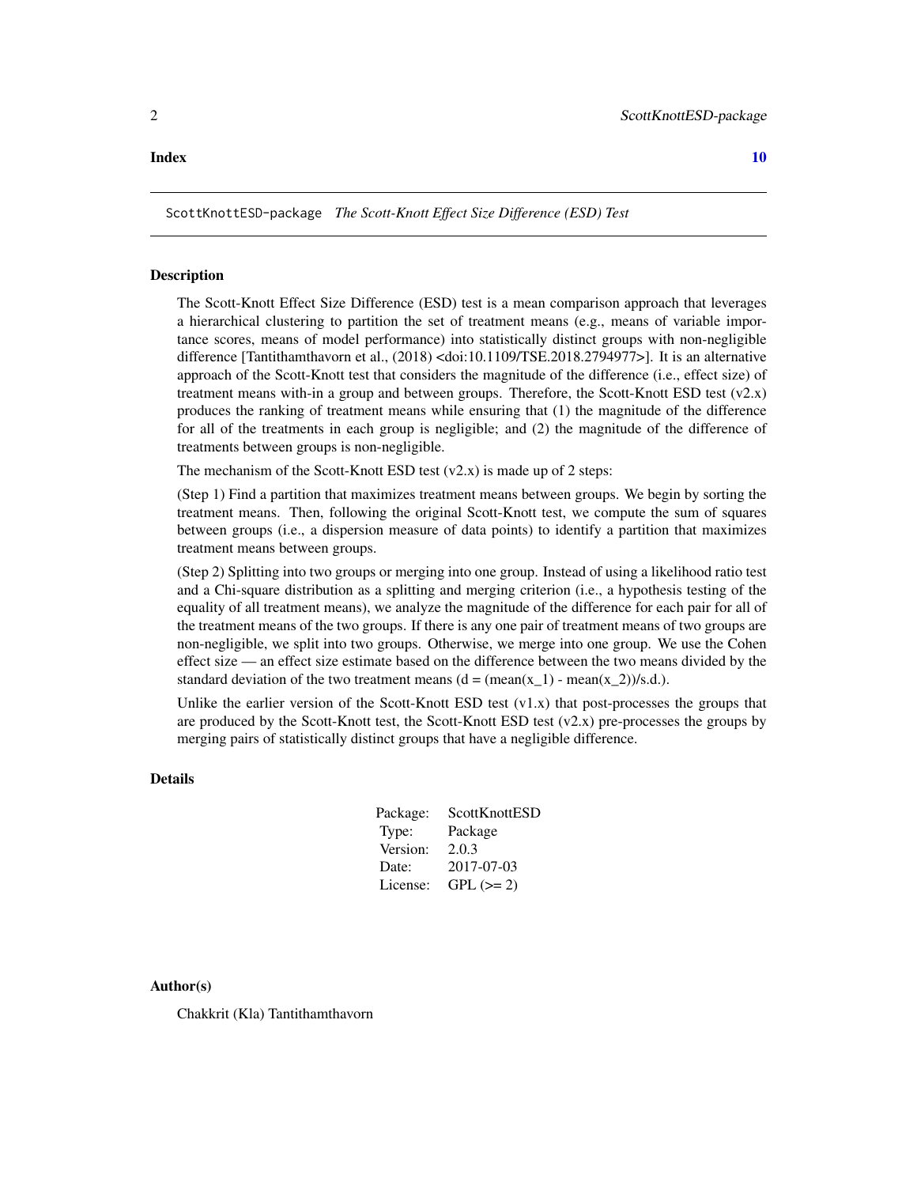**Index** 10

---

ScottKnottESD-package *The Scott-Knott Effect Size Difference (ESD) Test*

---

## Description

The Scott-Knott Effect Size Difference (ESD) test is a mean comparison approach that leverages a hierarchical clustering to partition the set of treatment means (e.g., means of variable importance scores, means of model performance) into statistically distinct groups with non-negligible difference [Tantithamthavorn et al., (2018) <doi:10.1109/TSE.2018.2794977>]. It is an alternative approach of the Scott-Knott test that considers the magnitude of the difference (i.e., effect size) of treatment means with-in a group and between groups. Therefore, the Scott-Knott ESD test (v2.x) produces the ranking of treatment means while ensuring that (1) the magnitude of the difference for all of the treatments in each group is negligible; and (2) the magnitude of the difference of treatments between groups is non-negligible.

The mechanism of the Scott-Knott ESD test (v2.x) is made up of 2 steps:

(Step 1) Find a partition that maximizes treatment means between groups. We begin by sorting the treatment means. Then, following the original Scott-Knott test, we compute the sum of squares between groups (i.e., a dispersion measure of data points) to identify a partition that maximizes treatment means between groups.

(Step 2) Splitting into two groups or merging into one group. Instead of using a likelihood ratio test and a Chi-square distribution as a splitting and merging criterion (i.e., a hypothesis testing of the equality of all treatment means), we analyze the magnitude of the difference for each pair for all of the treatment means of the two groups. If there is any one pair of treatment means of two groups are non-negligible, we split into two groups. Otherwise, we merge into one group. We use the Cohen effect size — an effect size estimate based on the difference between the two means divided by the standard deviation of the two treatment means ($d = (mean(x_1) - mean(x_2))/s.d.$).

Unlike the earlier version of the Scott-Knott ESD test (v1.x) that post-processes the groups that are produced by the Scott-Knott test, the Scott-Knott ESD test (v2.x) pre-processes the groups by merging pairs of statistically distinct groups that have a negligible difference.

## Details

| | |
|---|---|
| Package: | ScottKnottESD |
| Type: | Package |
| Version: | 2.0.3 |
| Date: | 2017-07-03 |
| License: | GPL (>= 2) |

## Author(s)

Chakkrit (Kla) Tantithamthavorn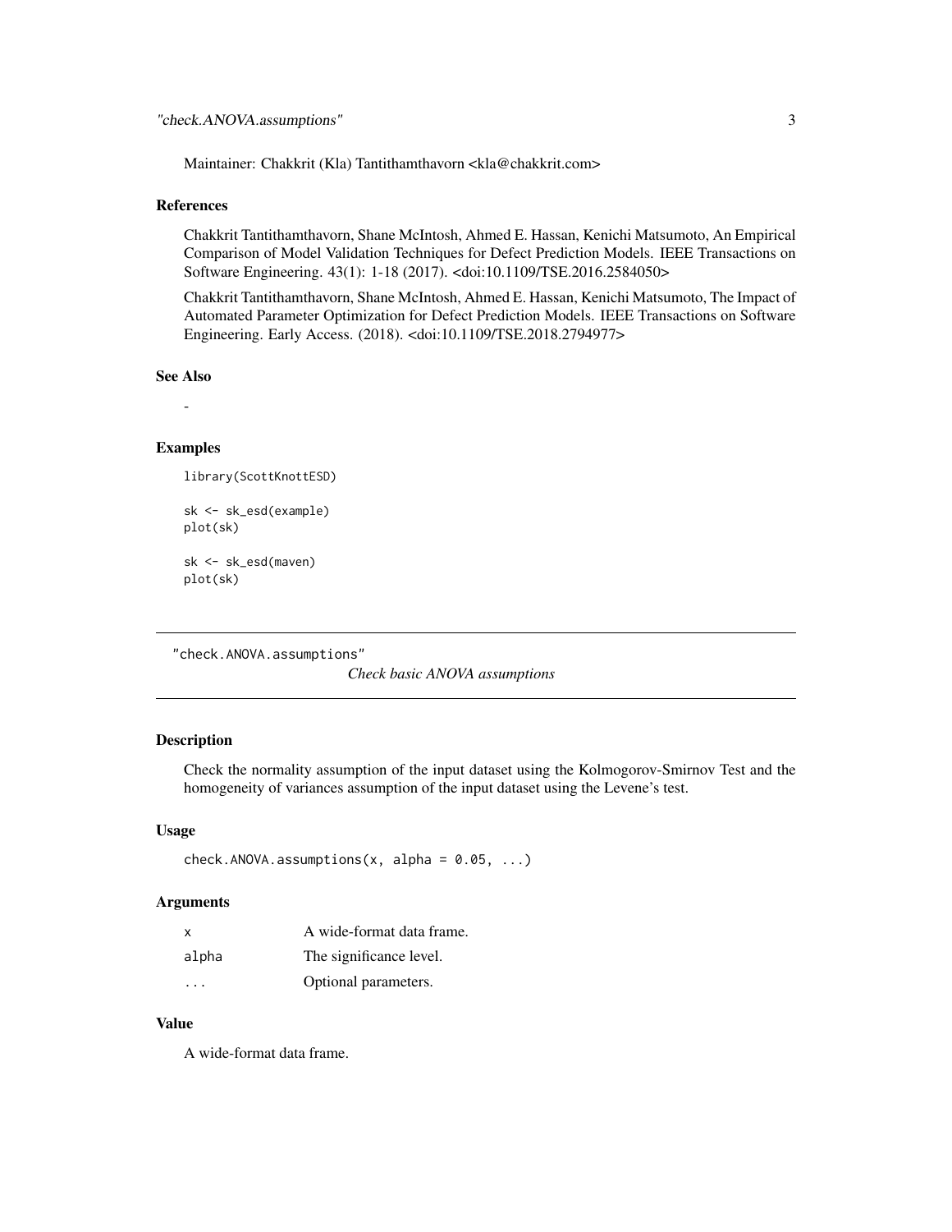Maintainer: Chakkrit (Kla) Tantithamthavorn <kla@chakkrit.com>

### References

Chakkrit Tantithamthavorn, Shane McIntosh, Ahmed E. Hassan, Kenichi Matsumoto, An Empirical Comparison of Model Validation Techniques for Defect Prediction Models. IEEE Transactions on Software Engineering. 43(1): 1-18 (2017). <doi:10.1109/TSE.2016.2584050>

Chakkrit Tantithamthavorn, Shane McIntosh, Ahmed E. Hassan, Kenichi Matsumoto, The Impact of Automated Parameter Optimization for Defect Prediction Models. IEEE Transactions on Software Engineering. Early Access. (2018). <doi:10.1109/TSE.2018.2794977>

### See Also

-

### Examples

```
library(ScottKnottESD)

sk <- sk_esd(example)
plot(sk)

sk <- sk_esd(maven)
plot(sk)
```

---

## "check.ANOVA.assumptions" — *Check basic ANOVA assumptions*

---

### Description

Check the normality assumption of the input dataset using the Kolmogorov-Smirnov Test and the homogeneity of variances assumption of the input dataset using the Levene's test.

### Usage

```
check.ANOVA.assumptions(x, alpha = 0.05, ...)
```

### Arguments

| | |
|---|---|
| x | A wide-format data frame. |
| alpha | The significance level. |
| ... | Optional parameters. |

### Value

A wide-format data frame.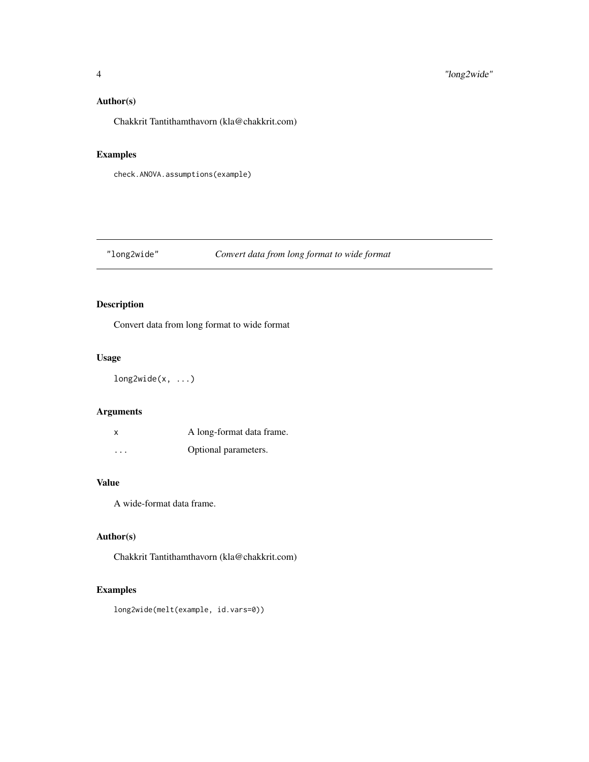## Author(s)

Chakkrit Tantithamthavorn (kla@chakkrit.com)

## Examples

```
check.ANOVA.assumptions(example)
```

# "long2wide" *Convert data from long format to wide format*

## Description

Convert data from long format to wide format

## Usage

```
long2wide(x, ...)
```

## Arguments

| | |
|---|---|
| x | A long-format data frame. |
| ... | Optional parameters. |

## Value

A wide-format data frame.

## Author(s)

Chakkrit Tantithamthavorn (kla@chakkrit.com)

## Examples

```
long2wide(melt(example, id.vars=0))
```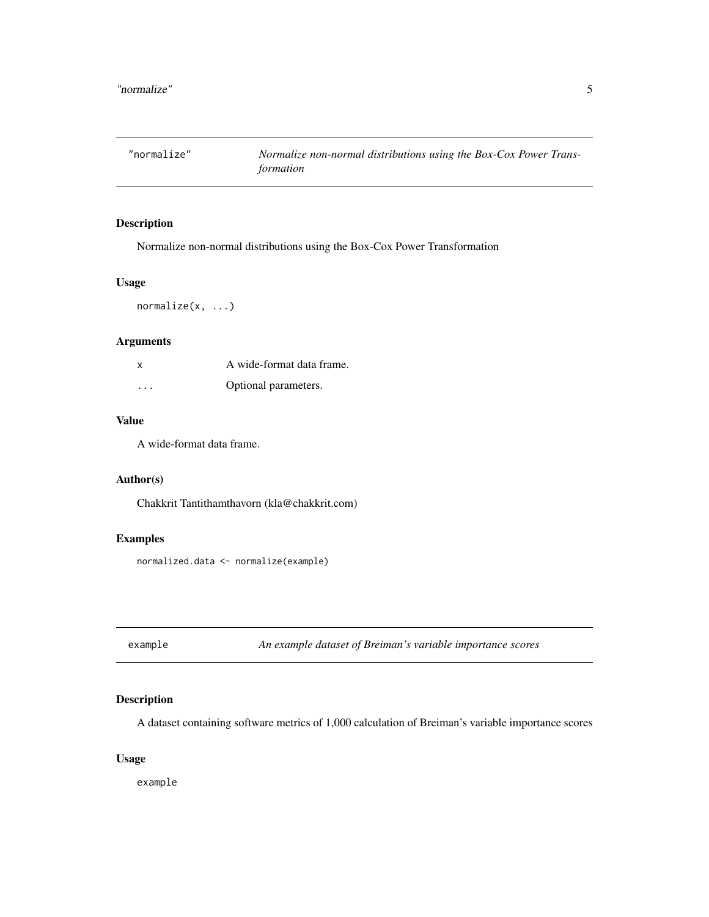## "normalize" — *Normalize non-normal distributions using the Box-Cox Power Transformation*

### Description

Normalize non-normal distributions using the Box-Cox Power Transformation

### Usage

```
normalize(x, ...)
```

### Arguments

| | |
|---|---|
| x | A wide-format data frame. |
| ... | Optional parameters. |

### Value

A wide-format data frame.

### Author(s)

Chakkrit Tantithamthavorn (kla@chakkrit.com)

### Examples

```
normalized.data <- normalize(example)
```

## example — *An example dataset of Breiman's variable importance scores*

### Description

A dataset containing software metrics of 1,000 calculation of Breiman's variable importance scores

### Usage

```
example
```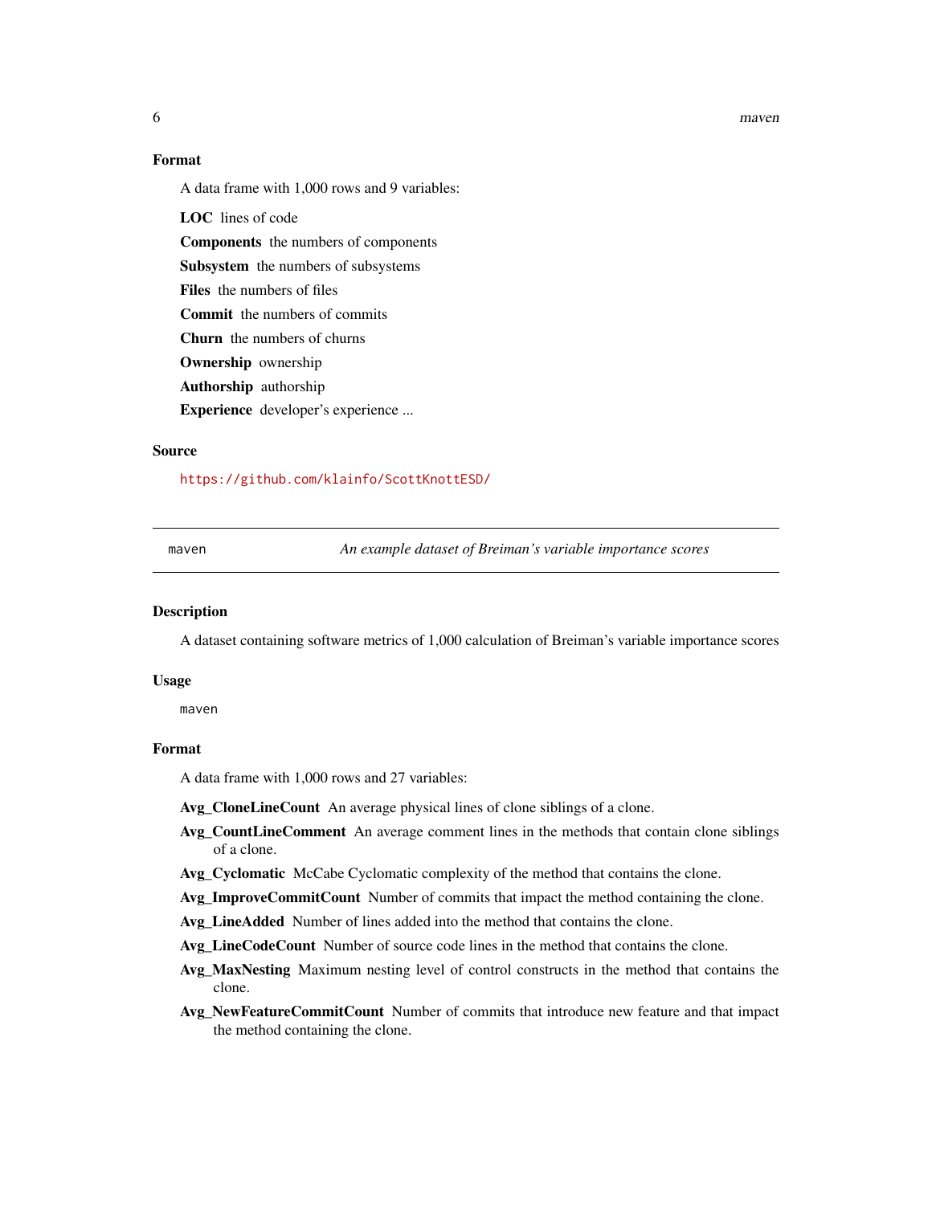### Format

A data frame with 1,000 rows and 9 variables:

**LOC** lines of code

**Components** the numbers of components

**Subsystem** the numbers of subsystems

**Files** the numbers of files

**Commit** the numbers of commits

**Churn** the numbers of churns

**Ownership** ownership

**Authorship** authorship

**Experience** developer's experience ...

### Source

https://github.com/klainfo/ScottKnottESD/

---

## maven — *An example dataset of Breiman's variable importance scores*

### Description

A dataset containing software metrics of 1,000 calculation of Breiman's variable importance scores

### Usage

```
maven
```

### Format

A data frame with 1,000 rows and 27 variables:

**Avg_CloneLineCount** An average physical lines of clone siblings of a clone.

**Avg_CountLineComment** An average comment lines in the methods that contain clone siblings of a clone.

**Avg_Cyclomatic** McCabe Cyclomatic complexity of the method that contains the clone.

**Avg_ImproveCommitCount** Number of commits that impact the method containing the clone.

**Avg_LineAdded** Number of lines added into the method that contains the clone.

**Avg_LineCodeCount** Number of source code lines in the method that contains the clone.

**Avg_MaxNesting** Maximum nesting level of control constructs in the method that contains the clone.

**Avg_NewFeatureCommitCount** Number of commits that introduce new feature and that impact the method containing the clone.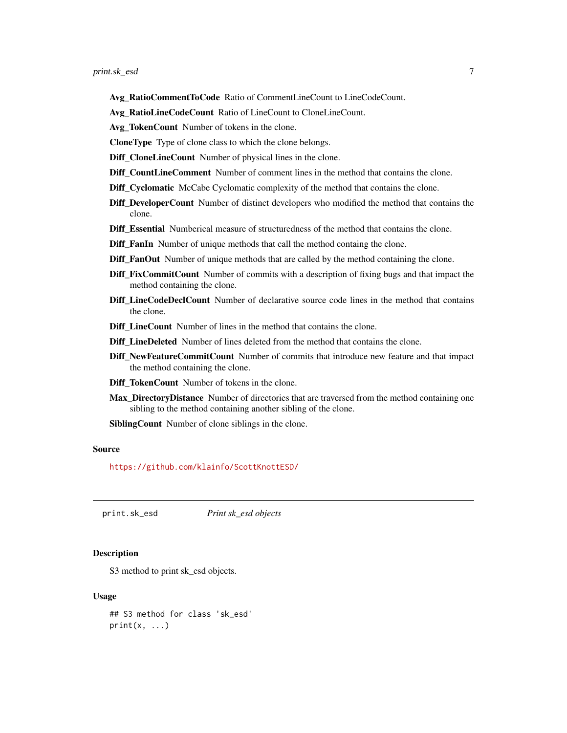**Avg_RatioCommentToCode** Ratio of CommentLineCount to LineCodeCount.

**Avg_RatioLineCodeCount** Ratio of LineCount to CloneLineCount.

**Avg_TokenCount** Number of tokens in the clone.

**CloneType** Type of clone class to which the clone belongs.

**Diff_CloneLineCount** Number of physical lines in the clone.

**Diff_CountLineComment** Number of comment lines in the method that contains the clone.

**Diff_Cyclomatic** McCabe Cyclomatic complexity of the method that contains the clone.

**Diff_DeveloperCount** Number of distinct developers who modified the method that contains the clone.

**Diff_Essential** Numberical measure of structuredness of the method that contains the clone.

**Diff_FanIn** Number of unique methods that call the method containg the clone.

**Diff_FanOut** Number of unique methods that are called by the method containing the clone.

**Diff_FixCommitCount** Number of commits with a description of fixing bugs and that impact the method containing the clone.

**Diff_LineCodeDeclCount** Number of declarative source code lines in the method that contains the clone.

**Diff_LineCount** Number of lines in the method that contains the clone.

**Diff_LineDeleted** Number of lines deleted from the method that contains the clone.

**Diff_NewFeatureCommitCount** Number of commits that introduce new feature and that impact the method containing the clone.

**Diff_TokenCount** Number of tokens in the clone.

**Max_DirectoryDistance** Number of directories that are traversed from the method containing one sibling to the method containing another sibling of the clone.

**SiblingCount** Number of clone siblings in the clone.

### Source

https://github.com/klainfo/ScottKnottESD/

---

## print.sk_esd *Print sk_esd objects*

---

### Description

S3 method to print sk_esd objects.

### Usage

```
## S3 method for class 'sk_esd'
print(x, ...)
```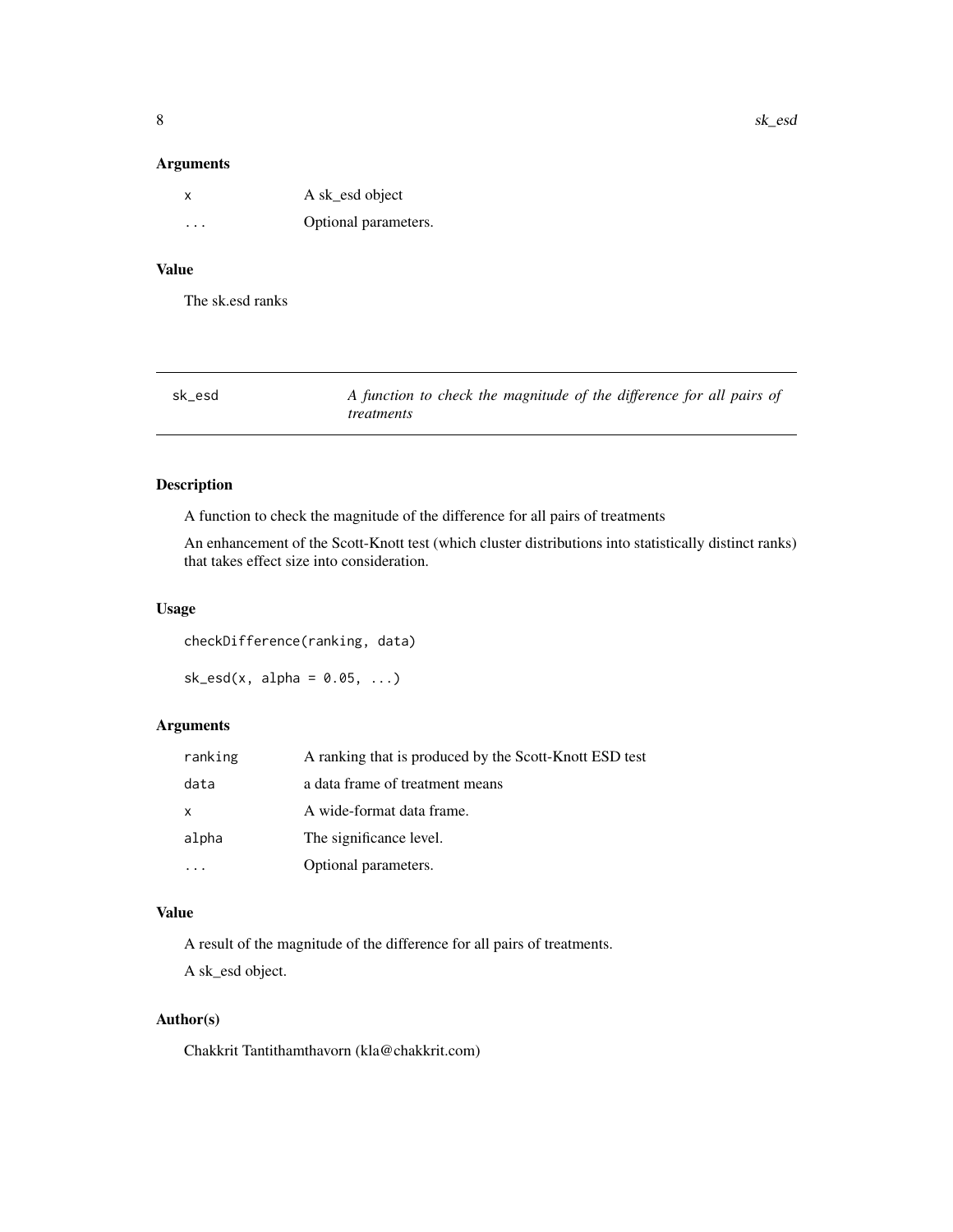### Arguments

| | |
|---|---|
| `x` | A sk_esd object |
| `...` | Optional parameters. |

### Value

The sk.esd ranks

---

## sk_esd — *A function to check the magnitude of the difference for all pairs of treatments*

---

### Description

A function to check the magnitude of the difference for all pairs of treatments

An enhancement of the Scott-Knott test (which cluster distributions into statistically distinct ranks) that takes effect size into consideration.

### Usage

```
checkDifference(ranking, data)

sk_esd(x, alpha = 0.05, ...)
```

### Arguments

| | |
|---|---|
| `ranking` | A ranking that is produced by the Scott-Knott ESD test |
| `data` | a data frame of treatment means |
| `x` | A wide-format data frame. |
| `alpha` | The significance level. |
| `...` | Optional parameters. |

### Value

A result of the magnitude of the difference for all pairs of treatments.

A sk_esd object.

### Author(s)

Chakkrit Tantithamthavorn (kla@chakkrit.com)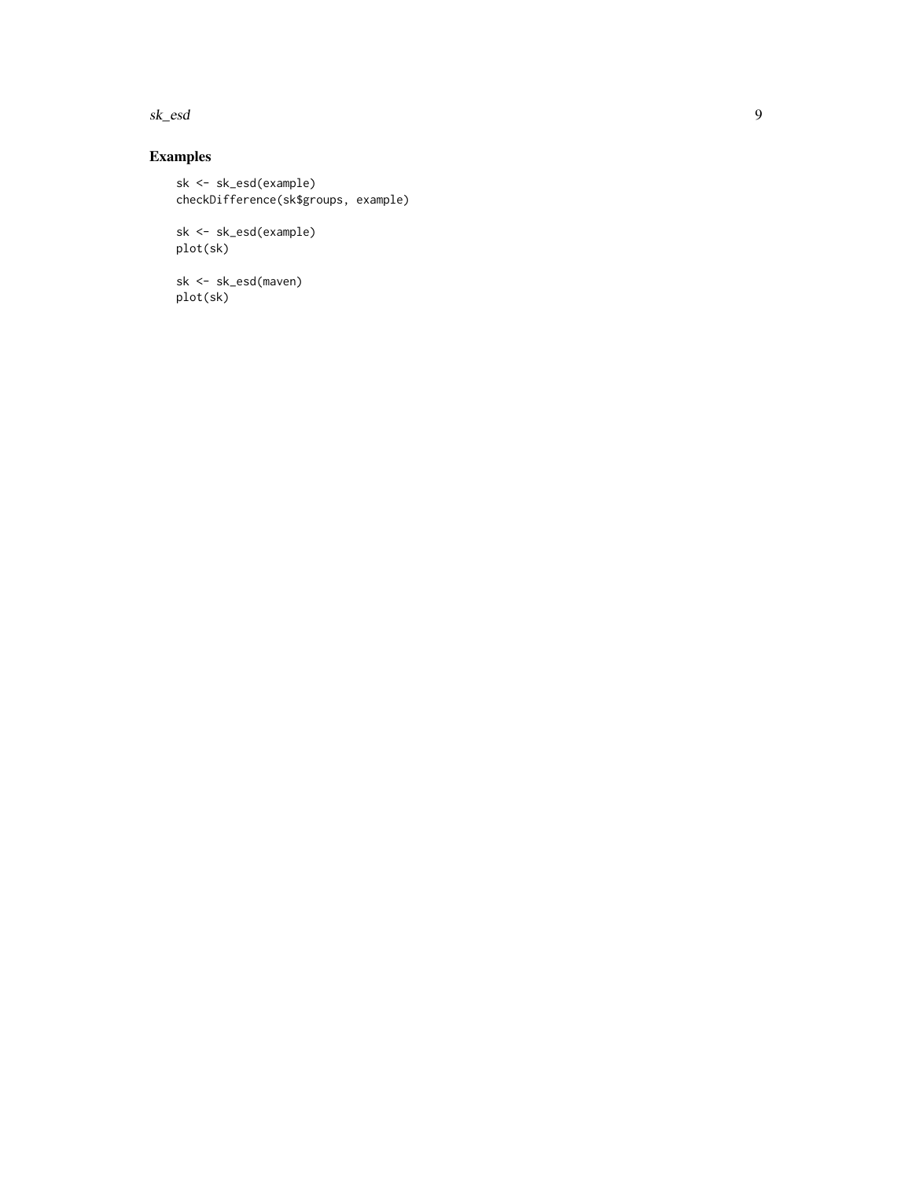## Examples

```
sk <- sk_esd(example)
checkDifference(sk$groups, example)

sk <- sk_esd(example)
plot(sk)

sk <- sk_esd(maven)
plot(sk)
```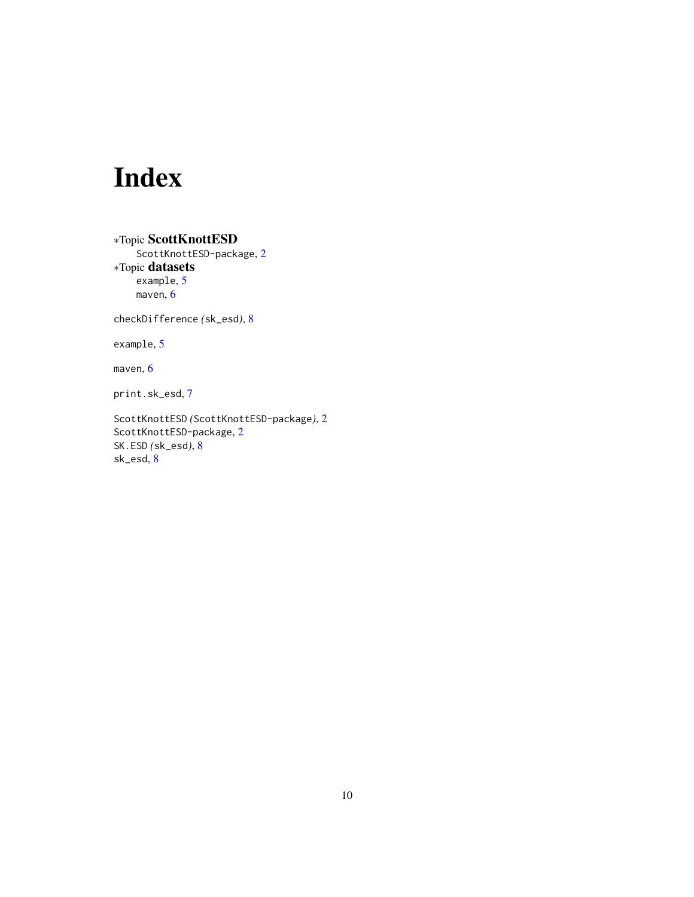# Index

∗Topic **ScottKnottESD**
  ScottKnottESD-package, 2
∗Topic **datasets**
  example, 5
  maven, 6

checkDifference *(*sk_esd*)*, 8

example, 5

maven, 6

print.sk_esd, 7

ScottKnottESD *(*ScottKnottESD-package*)*, 2
ScottKnottESD-package, 2
SK.ESD *(*sk_esd*)*, 8
sk_esd, 8